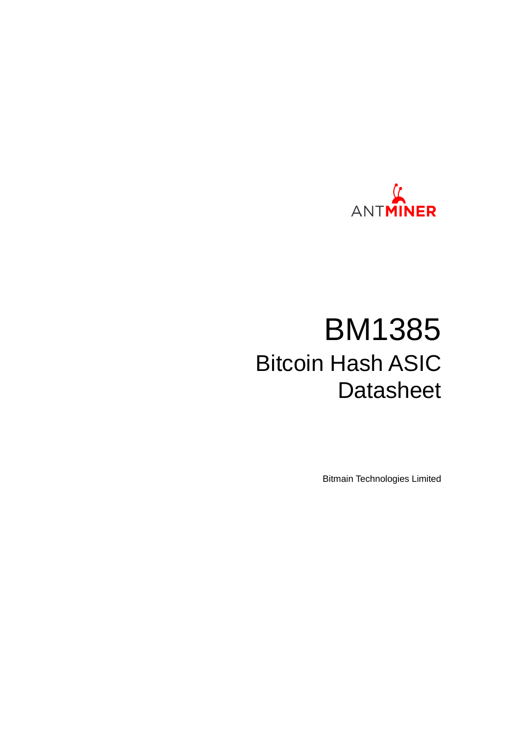ANTMINER

# BM1385

## Bitcoin Hash ASIC Datasheet

Bitmain Technologies Limited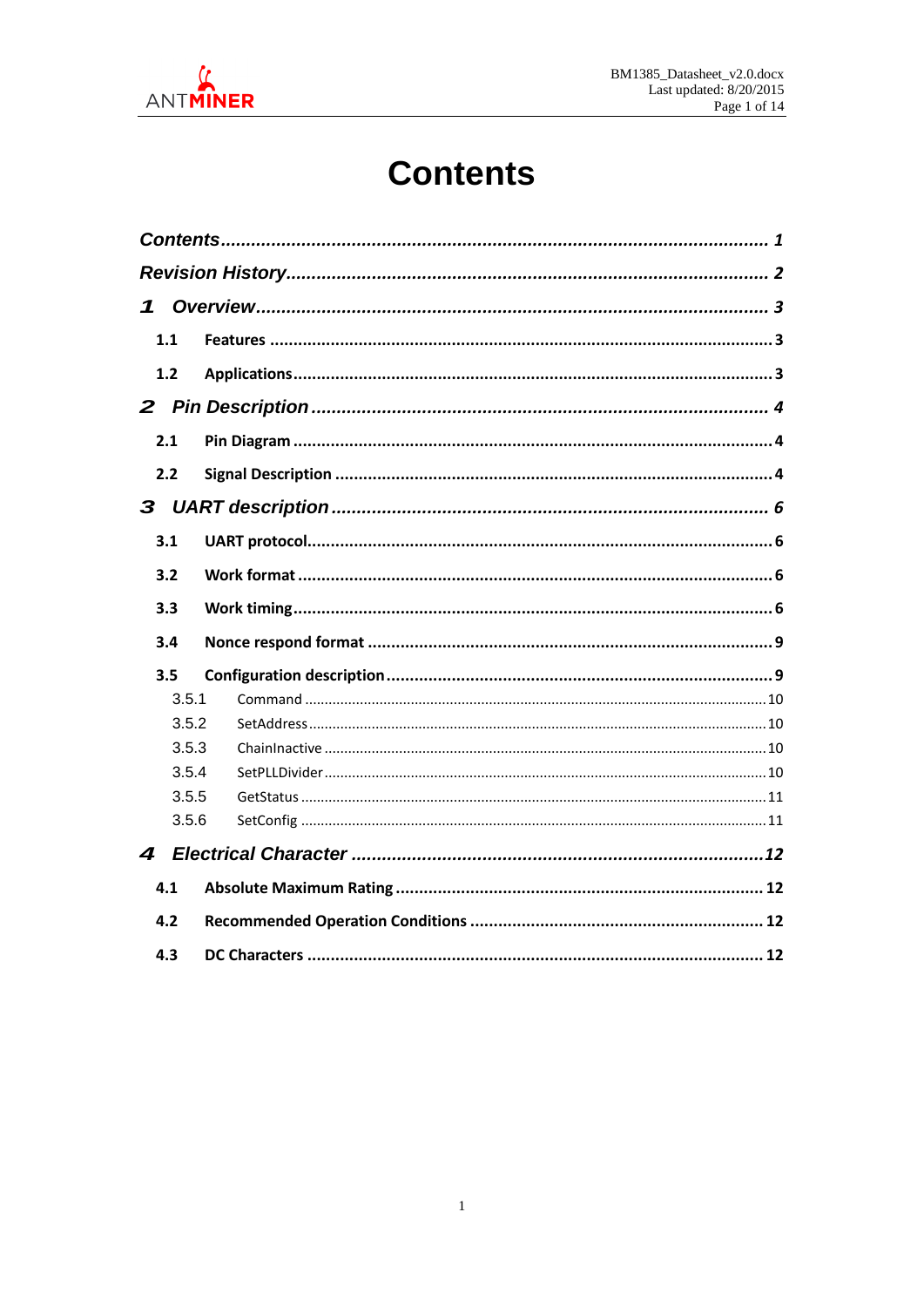# Contents

**Contents** ........................................................................................................ **1**

**Revision History** ............................................................................................. **2**

**1 Overview** ....................................................................................................... **3**

- **1.1 Features** ................................................................................................ **3**
- **1.2 Applications** .......................................................................................... **3**

**2 Pin Description** ............................................................................................ **4**

- **2.1 Pin Diagram** .......................................................................................... **4**
- **2.2 Signal Description** ................................................................................. **4**

**3 UART description** ......................................................................................... **6**

- **3.1 UART protocol** ...................................................................................... **6**
- **3.2 Work format** .......................................................................................... **6**
- **3.3 Work timing** ........................................................................................... **6**
- **3.4 Nonce respond format** .......................................................................... **9**
- **3.5 Configuration description** ..................................................................... **9**
  - 3.5.1 Command ........................................................................................... 10
  - 3.5.2 SetAddress ......................................................................................... 10
  - 3.5.3 ChainInactive ..................................................................................... 10
  - 3.5.4 SetPLLDivider .................................................................................... 10
  - 3.5.5 GetStatus ........................................................................................... 11
  - 3.5.6 SetConfig ........................................................................................... 11

**4 Electrical Character** ..................................................................................... **12**

- **4.1 Absolute Maximum Rating** ................................................................... **12**
- **4.2 Recommended Operation Conditions** .................................................. **12**
- **4.3 DC Characters** ..................................................................................... **12**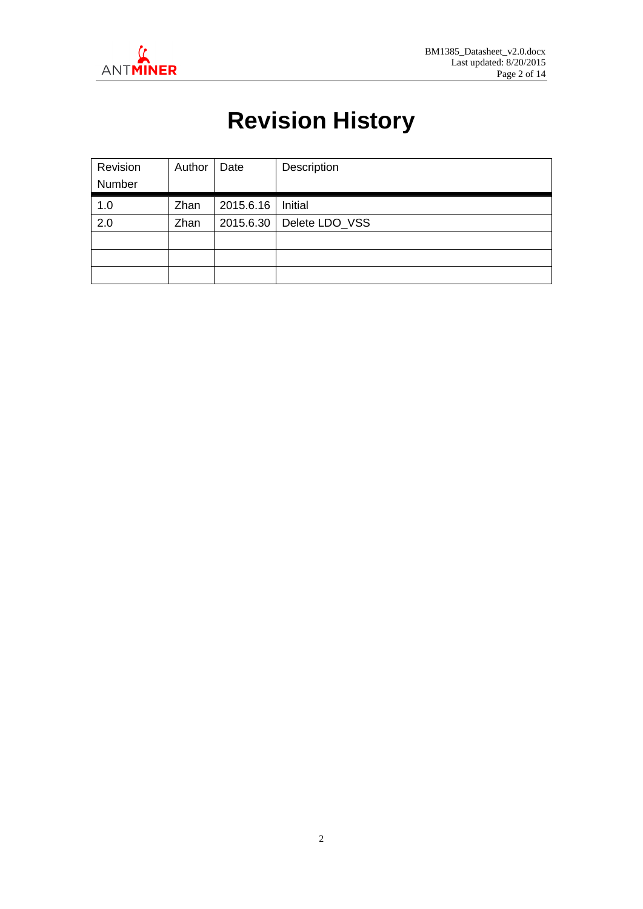# Revision History

| Revision Number | Author | Date | Description |
|---|---|---|---|
| 1.0 | Zhan | 2015.6.16 | Initial |
| 2.0 | Zhan | 2015.6.30 | Delete LDO_VSS |
| | | | |
| | | | |
| | | | |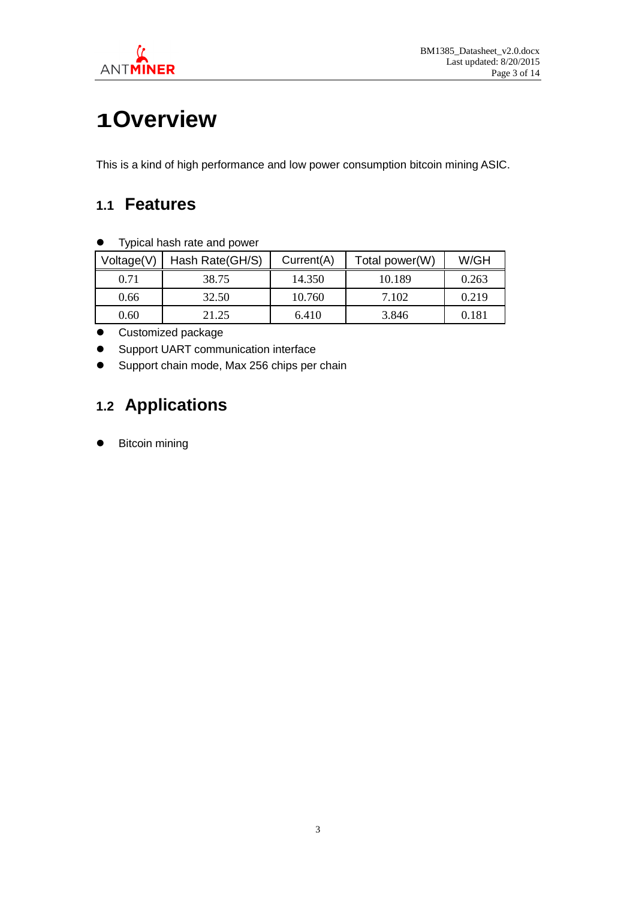# 1 Overview

This is a kind of high performance and low power consumption bitcoin mining ASIC.

## 1.1 Features

- Typical hash rate and power

| Voltage(V) | Hash Rate(GH/S) | Current(A) | Total power(W) | W/GH |
|---|---|---|---|---|
| 0.71 | 38.75 | 14.350 | 10.189 | 0.263 |
| 0.66 | 32.50 | 10.760 | 7.102 | 0.219 |
| 0.60 | 21.25 | 6.410 | 3.846 | 0.181 |

- Customized package
- Support UART communication interface
- Support chain mode, Max 256 chips per chain

## 1.2 Applications

- Bitcoin mining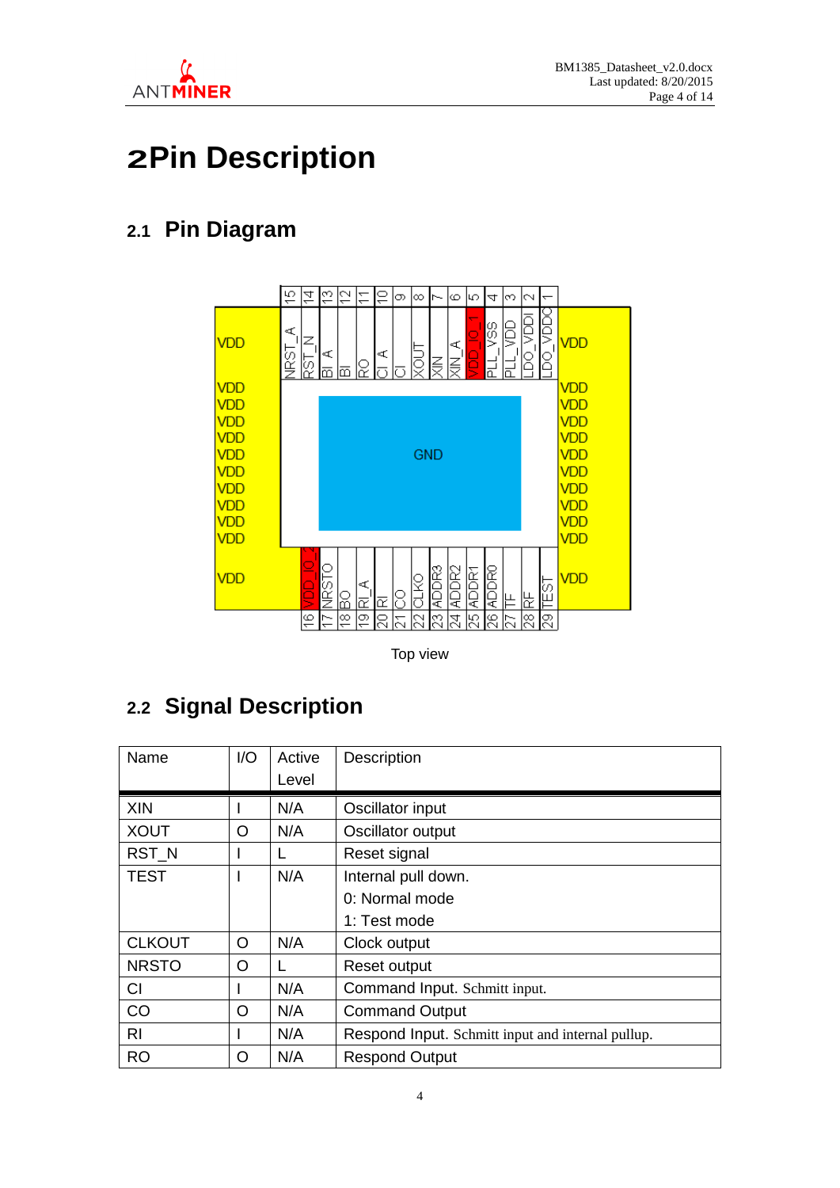# 2 Pin Description

## 2.1 Pin Diagram

| Pin | Name | Pin | Name |
|---|---|---|---|
| 1 | LDO_VDDC | 16 | VDD_IO_2 |
| 2 | LDO_VDDI | 17 | NRSTO |
| 3 | PLL_VDD | 18 | BO |
| 4 | PLL_VSS | 19 | RI_A |
| 5 | VDD_IO_1 | 20 | RI |
| 6 | XIN_A | 21 | CO |
| 7 | XIN | 22 | CLKO |
| 8 | XOUT | 23 | ADDR3 |
| 9 | CI | 24 | ADDR2 |
| 10 | CI_A | 25 | ADDR1 |
| 11 | RO | 26 | ADDR0 |
| 12 | BI | 27 | TF |
| 13 | BI_A | 28 | RF |
| 14 | RST_N | 29 | TEST |
| 15 | NRST_A | | |

Left and right sides: VDD. Center pad: GND.

Top view

## 2.2 Signal Description

| Name | I/O | Active Level | Description |
|---|---|---|---|
| XIN | I | N/A | Oscillator input |
| XOUT | O | N/A | Oscillator output |
| RST_N | I | L | Reset signal |
| TEST | I | N/A | Internal pull down.<br>0: Normal mode<br>1: Test mode |
| CLKOUT | O | N/A | Clock output |
| NRSTO | O | L | Reset output |
| CI | I | N/A | Command Input. Schmitt input. |
| CO | O | N/A | Command Output |
| RI | I | N/A | Respond Input. Schmitt input and internal pullup. |
| RO | O | N/A | Respond Output |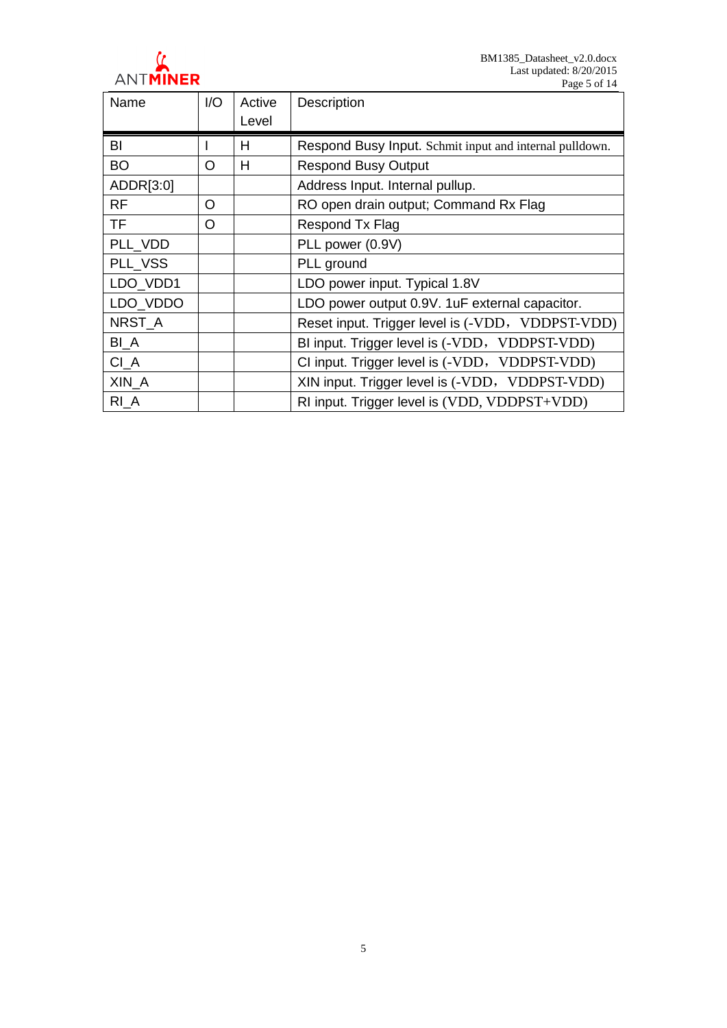| Name | I/O | Active Level | Description |
|---|---|---|---|
| BI | I | H | Respond Busy Input. Schmit input and internal pulldown. |
| BO | O | H | Respond Busy Output |
| ADDR[3:0] | | | Address Input. Internal pullup. |
| RF | O | | RO open drain output; Command Rx Flag |
| TF | O | | Respond Tx Flag |
| PLL_VDD | | | PLL power (0.9V) |
| PLL_VSS | | | PLL ground |
| LDO_VDD1 | | | LDO power input. Typical 1.8V |
| LDO_VDDO | | | LDO power output 0.9V. 1uF external capacitor. |
| NRST_A | | | Reset input. Trigger level is (-VDD， VDDPST-VDD) |
| BI_A | | | BI input. Trigger level is (-VDD， VDDPST-VDD) |
| CI_A | | | CI input. Trigger level is (-VDD， VDDPST-VDD) |
| XIN_A | | | XIN input. Trigger level is (-VDD， VDDPST-VDD) |
| RI_A | | | RI input. Trigger level is (VDD, VDDPST+VDD) |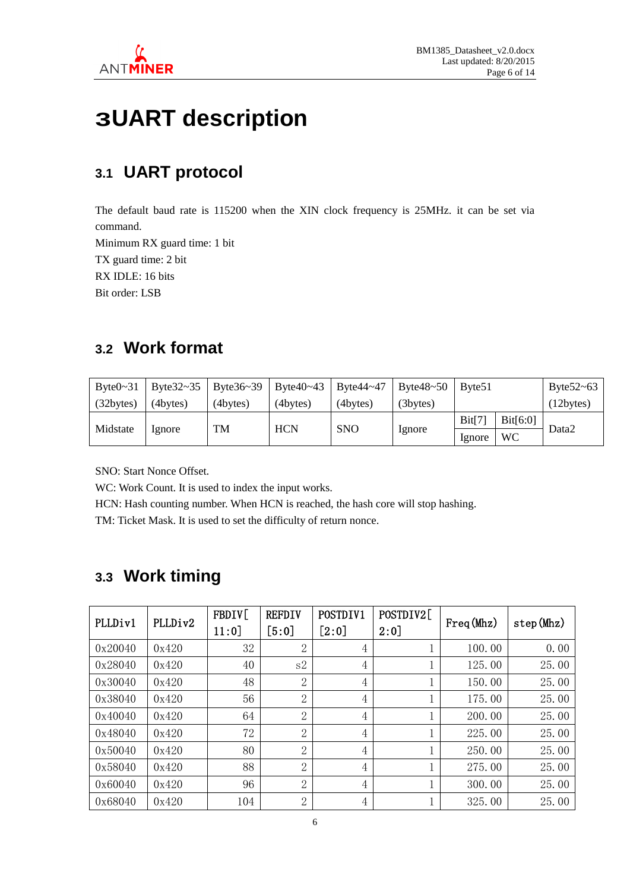# 3UART description

## 3.1 UART protocol

The default baud rate is 115200 when the XIN clock frequency is 25MHz. it can be set via command.

Minimum RX guard time: 1 bit

TX guard time: 2 bit

RX IDLE: 16 bits

Bit order: LSB

## 3.2 Work format

| Byte0~31 (32bytes) | Byte32~35 (4bytes) | Byte36~39 (4bytes) | Byte40~43 (4bytes) | Byte44~47 (4bytes) | Byte48~50 (3bytes) | Byte51 | | Byte52~63 (12bytes) |
|---|---|---|---|---|---|---|---|---|
| Midstate | Ignore | TM | HCN | SNO | Ignore | Bit[7] | Bit[6:0] | Data2 |
| | | | | | | Ignore | WC | |

SNO: Start Nonce Offset.

WC: Work Count. It is used to index the input works.

HCN: Hash counting number. When HCN is reached, the hash core will stop hashing.

TM: Ticket Mask. It is used to set the difficulty of return nonce.

## 3.3 Work timing

| PLLDiv1 | PLLDiv2 | FBDIV[11:0] | REFDIV [5:0] | POSTDIV1 [2:0] | POSTDIV2[2:0] | Freq(Mhz) | step(Mhz) |
|---|---|---|---|---|---|---|---|
| 0x20040 | 0x420 | 32 | 2 | 4 | 1 | 100.00 | 0.00 |
| 0x28040 | 0x420 | 40 | s2 | 4 | 1 | 125.00 | 25.00 |
| 0x30040 | 0x420 | 48 | 2 | 4 | 1 | 150.00 | 25.00 |
| 0x38040 | 0x420 | 56 | 2 | 4 | 1 | 175.00 | 25.00 |
| 0x40040 | 0x420 | 64 | 2 | 4 | 1 | 200.00 | 25.00 |
| 0x48040 | 0x420 | 72 | 2 | 4 | 1 | 225.00 | 25.00 |
| 0x50040 | 0x420 | 80 | 2 | 4 | 1 | 250.00 | 25.00 |
| 0x58040 | 0x420 | 88 | 2 | 4 | 1 | 275.00 | 25.00 |
| 0x60040 | 0x420 | 96 | 2 | 4 | 1 | 300.00 | 25.00 |
| 0x68040 | 0x420 | 104 | 2 | 4 | 1 | 325.00 | 25.00 |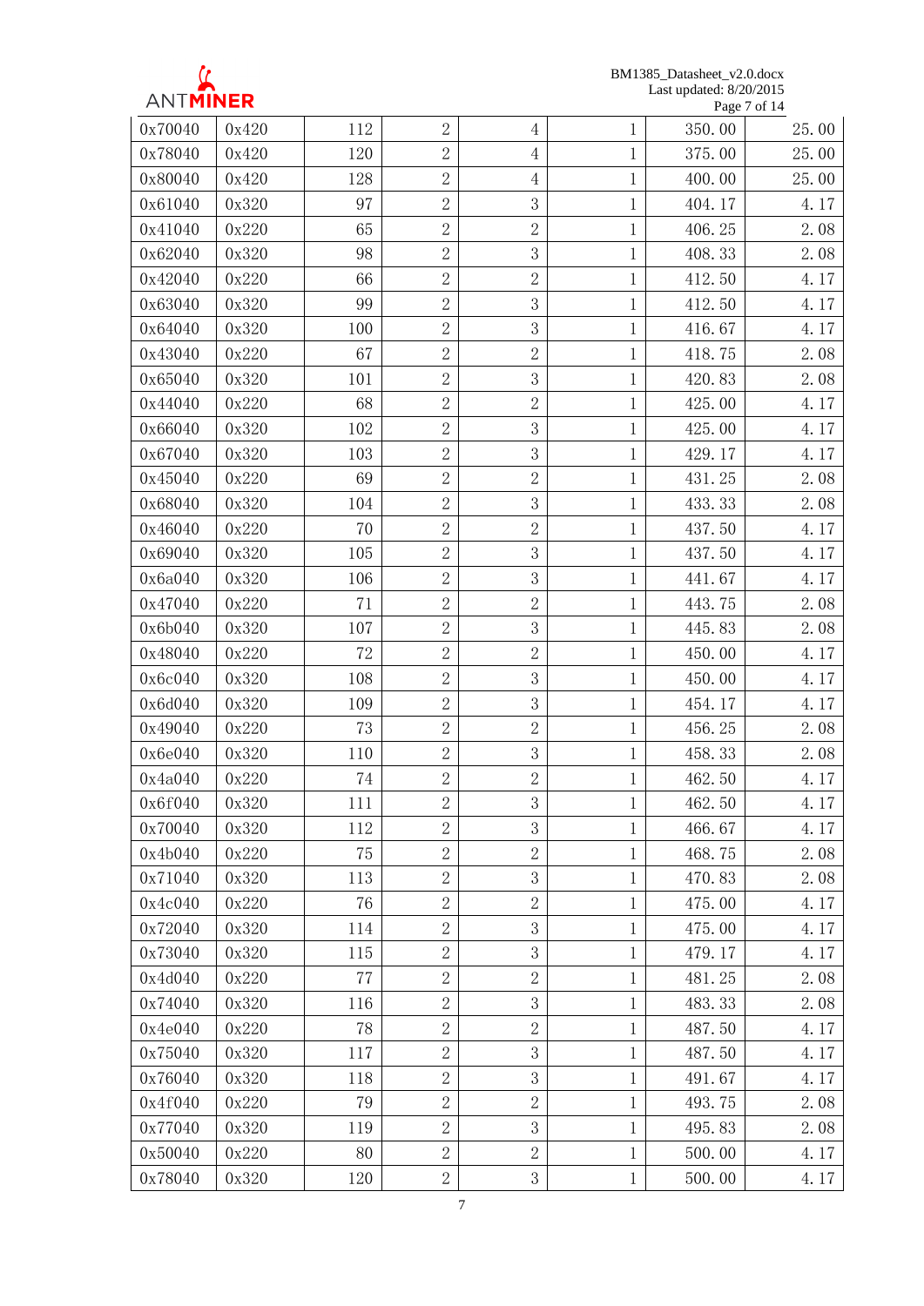| 0x70040 | 0x420 | 112 | 2 | 4 | 1 | 350.00 | 25.00 |
|---|---|---|---|---|---|---|---|
| 0x78040 | 0x420 | 120 | 2 | 4 | 1 | 375.00 | 25.00 |
| 0x80040 | 0x420 | 128 | 2 | 4 | 1 | 400.00 | 25.00 |
| 0x61040 | 0x320 | 97 | 2 | 3 | 1 | 404.17 | 4.17 |
| 0x41040 | 0x220 | 65 | 2 | 2 | 1 | 406.25 | 2.08 |
| 0x62040 | 0x320 | 98 | 2 | 3 | 1 | 408.33 | 2.08 |
| 0x42040 | 0x220 | 66 | 2 | 2 | 1 | 412.50 | 4.17 |
| 0x63040 | 0x320 | 99 | 2 | 3 | 1 | 412.50 | 4.17 |
| 0x64040 | 0x320 | 100 | 2 | 3 | 1 | 416.67 | 4.17 |
| 0x43040 | 0x220 | 67 | 2 | 2 | 1 | 418.75 | 2.08 |
| 0x65040 | 0x320 | 101 | 2 | 3 | 1 | 420.83 | 2.08 |
| 0x44040 | 0x220 | 68 | 2 | 2 | 1 | 425.00 | 4.17 |
| 0x66040 | 0x320 | 102 | 2 | 3 | 1 | 425.00 | 4.17 |
| 0x67040 | 0x320 | 103 | 2 | 3 | 1 | 429.17 | 4.17 |
| 0x45040 | 0x220 | 69 | 2 | 2 | 1 | 431.25 | 2.08 |
| 0x68040 | 0x320 | 104 | 2 | 3 | 1 | 433.33 | 2.08 |
| 0x46040 | 0x220 | 70 | 2 | 2 | 1 | 437.50 | 4.17 |
| 0x69040 | 0x320 | 105 | 2 | 3 | 1 | 437.50 | 4.17 |
| 0x6a040 | 0x320 | 106 | 2 | 3 | 1 | 441.67 | 4.17 |
| 0x47040 | 0x220 | 71 | 2 | 2 | 1 | 443.75 | 2.08 |
| 0x6b040 | 0x320 | 107 | 2 | 3 | 1 | 445.83 | 2.08 |
| 0x48040 | 0x220 | 72 | 2 | 2 | 1 | 450.00 | 4.17 |
| 0x6c040 | 0x320 | 108 | 2 | 3 | 1 | 450.00 | 4.17 |
| 0x6d040 | 0x320 | 109 | 2 | 3 | 1 | 454.17 | 4.17 |
| 0x49040 | 0x220 | 73 | 2 | 2 | 1 | 456.25 | 2.08 |
| 0x6e040 | 0x320 | 110 | 2 | 3 | 1 | 458.33 | 2.08 |
| 0x4a040 | 0x220 | 74 | 2 | 2 | 1 | 462.50 | 4.17 |
| 0x6f040 | 0x320 | 111 | 2 | 3 | 1 | 462.50 | 4.17 |
| 0x70040 | 0x320 | 112 | 2 | 3 | 1 | 466.67 | 4.17 |
| 0x4b040 | 0x220 | 75 | 2 | 2 | 1 | 468.75 | 2.08 |
| 0x71040 | 0x320 | 113 | 2 | 3 | 1 | 470.83 | 2.08 |
| 0x4c040 | 0x220 | 76 | 2 | 2 | 1 | 475.00 | 4.17 |
| 0x72040 | 0x320 | 114 | 2 | 3 | 1 | 475.00 | 4.17 |
| 0x73040 | 0x320 | 115 | 2 | 3 | 1 | 479.17 | 4.17 |
| 0x4d040 | 0x220 | 77 | 2 | 2 | 1 | 481.25 | 2.08 |
| 0x74040 | 0x320 | 116 | 2 | 3 | 1 | 483.33 | 2.08 |
| 0x4e040 | 0x220 | 78 | 2 | 2 | 1 | 487.50 | 4.17 |
| 0x75040 | 0x320 | 117 | 2 | 3 | 1 | 487.50 | 4.17 |
| 0x76040 | 0x320 | 118 | 2 | 3 | 1 | 491.67 | 4.17 |
| 0x4f040 | 0x220 | 79 | 2 | 2 | 1 | 493.75 | 2.08 |
| 0x77040 | 0x320 | 119 | 2 | 3 | 1 | 495.83 | 2.08 |
| 0x50040 | 0x220 | 80 | 2 | 2 | 1 | 500.00 | 4.17 |
| 0x78040 | 0x320 | 120 | 2 | 3 | 1 | 500.00 | 4.17 |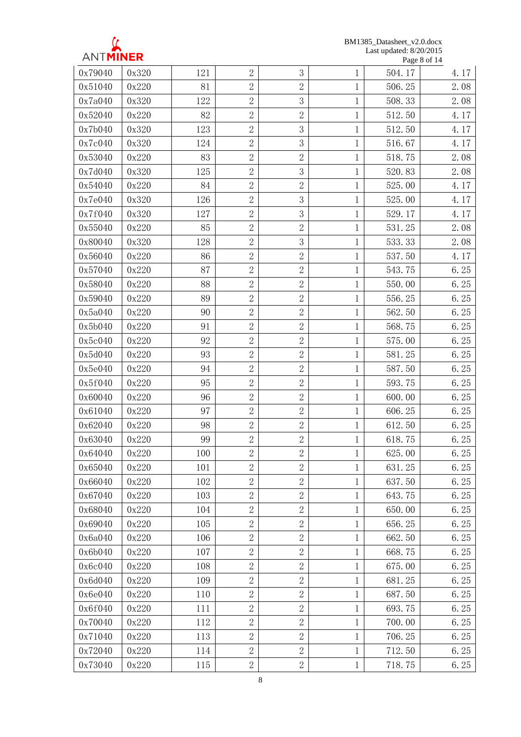| | | | | | | | |
|---|---|---|---|---|---|---|---|
| 0x79040 | 0x320 | 121 | 2 | 3 | 1 | 504.17 | 4.17 |
| 0x51040 | 0x220 | 81 | 2 | 2 | 1 | 506.25 | 2.08 |
| 0x7a040 | 0x320 | 122 | 2 | 3 | 1 | 508.33 | 2.08 |
| 0x52040 | 0x220 | 82 | 2 | 2 | 1 | 512.50 | 4.17 |
| 0x7b040 | 0x320 | 123 | 2 | 3 | 1 | 512.50 | 4.17 |
| 0x7c040 | 0x320 | 124 | 2 | 3 | 1 | 516.67 | 4.17 |
| 0x53040 | 0x220 | 83 | 2 | 2 | 1 | 518.75 | 2.08 |
| 0x7d040 | 0x320 | 125 | 2 | 3 | 1 | 520.83 | 2.08 |
| 0x54040 | 0x220 | 84 | 2 | 2 | 1 | 525.00 | 4.17 |
| 0x7e040 | 0x320 | 126 | 2 | 3 | 1 | 525.00 | 4.17 |
| 0x7f040 | 0x320 | 127 | 2 | 3 | 1 | 529.17 | 4.17 |
| 0x55040 | 0x220 | 85 | 2 | 2 | 1 | 531.25 | 2.08 |
| 0x80040 | 0x320 | 128 | 2 | 3 | 1 | 533.33 | 2.08 |
| 0x56040 | 0x220 | 86 | 2 | 2 | 1 | 537.50 | 4.17 |
| 0x57040 | 0x220 | 87 | 2 | 2 | 1 | 543.75 | 6.25 |
| 0x58040 | 0x220 | 88 | 2 | 2 | 1 | 550.00 | 6.25 |
| 0x59040 | 0x220 | 89 | 2 | 2 | 1 | 556.25 | 6.25 |
| 0x5a040 | 0x220 | 90 | 2 | 2 | 1 | 562.50 | 6.25 |
| 0x5b040 | 0x220 | 91 | 2 | 2 | 1 | 568.75 | 6.25 |
| 0x5c040 | 0x220 | 92 | 2 | 2 | 1 | 575.00 | 6.25 |
| 0x5d040 | 0x220 | 93 | 2 | 2 | 1 | 581.25 | 6.25 |
| 0x5e040 | 0x220 | 94 | 2 | 2 | 1 | 587.50 | 6.25 |
| 0x5f040 | 0x220 | 95 | 2 | 2 | 1 | 593.75 | 6.25 |
| 0x60040 | 0x220 | 96 | 2 | 2 | 1 | 600.00 | 6.25 |
| 0x61040 | 0x220 | 97 | 2 | 2 | 1 | 606.25 | 6.25 |
| 0x62040 | 0x220 | 98 | 2 | 2 | 1 | 612.50 | 6.25 |
| 0x63040 | 0x220 | 99 | 2 | 2 | 1 | 618.75 | 6.25 |
| 0x64040 | 0x220 | 100 | 2 | 2 | 1 | 625.00 | 6.25 |
| 0x65040 | 0x220 | 101 | 2 | 2 | 1 | 631.25 | 6.25 |
| 0x66040 | 0x220 | 102 | 2 | 2 | 1 | 637.50 | 6.25 |
| 0x67040 | 0x220 | 103 | 2 | 2 | 1 | 643.75 | 6.25 |
| 0x68040 | 0x220 | 104 | 2 | 2 | 1 | 650.00 | 6.25 |
| 0x69040 | 0x220 | 105 | 2 | 2 | 1 | 656.25 | 6.25 |
| 0x6a040 | 0x220 | 106 | 2 | 2 | 1 | 662.50 | 6.25 |
| 0x6b040 | 0x220 | 107 | 2 | 2 | 1 | 668.75 | 6.25 |
| 0x6c040 | 0x220 | 108 | 2 | 2 | 1 | 675.00 | 6.25 |
| 0x6d040 | 0x220 | 109 | 2 | 2 | 1 | 681.25 | 6.25 |
| 0x6e040 | 0x220 | 110 | 2 | 2 | 1 | 687.50 | 6.25 |
| 0x6f040 | 0x220 | 111 | 2 | 2 | 1 | 693.75 | 6.25 |
| 0x70040 | 0x220 | 112 | 2 | 2 | 1 | 700.00 | 6.25 |
| 0x71040 | 0x220 | 113 | 2 | 2 | 1 | 706.25 | 6.25 |
| 0x72040 | 0x220 | 114 | 2 | 2 | 1 | 712.50 | 6.25 |
| 0x73040 | 0x220 | 115 | 2 | 2 | 1 | 718.75 | 6.25 |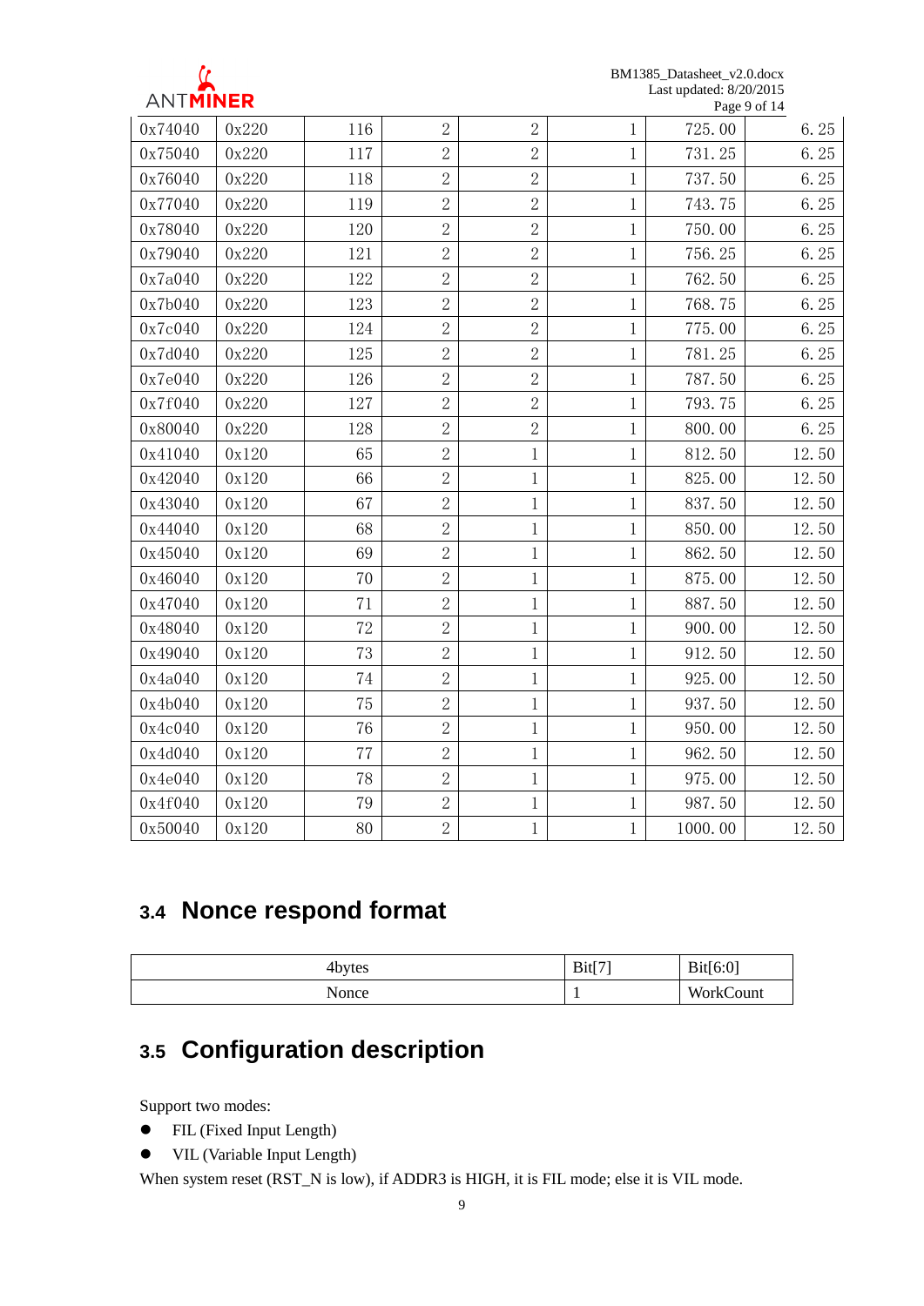| | | | | | | | |
|---|---|---|---|---|---|---|---|
| 0x74040 | 0x220 | 116 | 2 | 2 | 1 | 725.00 | 6.25 |
| 0x75040 | 0x220 | 117 | 2 | 2 | 1 | 731.25 | 6.25 |
| 0x76040 | 0x220 | 118 | 2 | 2 | 1 | 737.50 | 6.25 |
| 0x77040 | 0x220 | 119 | 2 | 2 | 1 | 743.75 | 6.25 |
| 0x78040 | 0x220 | 120 | 2 | 2 | 1 | 750.00 | 6.25 |
| 0x79040 | 0x220 | 121 | 2 | 2 | 1 | 756.25 | 6.25 |
| 0x7a040 | 0x220 | 122 | 2 | 2 | 1 | 762.50 | 6.25 |
| 0x7b040 | 0x220 | 123 | 2 | 2 | 1 | 768.75 | 6.25 |
| 0x7c040 | 0x220 | 124 | 2 | 2 | 1 | 775.00 | 6.25 |
| 0x7d040 | 0x220 | 125 | 2 | 2 | 1 | 781.25 | 6.25 |
| 0x7e040 | 0x220 | 126 | 2 | 2 | 1 | 787.50 | 6.25 |
| 0x7f040 | 0x220 | 127 | 2 | 2 | 1 | 793.75 | 6.25 |
| 0x80040 | 0x220 | 128 | 2 | 2 | 1 | 800.00 | 6.25 |
| 0x41040 | 0x120 | 65 | 2 | 1 | 1 | 812.50 | 12.50 |
| 0x42040 | 0x120 | 66 | 2 | 1 | 1 | 825.00 | 12.50 |
| 0x43040 | 0x120 | 67 | 2 | 1 | 1 | 837.50 | 12.50 |
| 0x44040 | 0x120 | 68 | 2 | 1 | 1 | 850.00 | 12.50 |
| 0x45040 | 0x120 | 69 | 2 | 1 | 1 | 862.50 | 12.50 |
| 0x46040 | 0x120 | 70 | 2 | 1 | 1 | 875.00 | 12.50 |
| 0x47040 | 0x120 | 71 | 2 | 1 | 1 | 887.50 | 12.50 |
| 0x48040 | 0x120 | 72 | 2 | 1 | 1 | 900.00 | 12.50 |
| 0x49040 | 0x120 | 73 | 2 | 1 | 1 | 912.50 | 12.50 |
| 0x4a040 | 0x120 | 74 | 2 | 1 | 1 | 925.00 | 12.50 |
| 0x4b040 | 0x120 | 75 | 2 | 1 | 1 | 937.50 | 12.50 |
| 0x4c040 | 0x120 | 76 | 2 | 1 | 1 | 950.00 | 12.50 |
| 0x4d040 | 0x120 | 77 | 2 | 1 | 1 | 962.50 | 12.50 |
| 0x4e040 | 0x120 | 78 | 2 | 1 | 1 | 975.00 | 12.50 |
| 0x4f040 | 0x120 | 79 | 2 | 1 | 1 | 987.50 | 12.50 |
| 0x50040 | 0x120 | 80 | 2 | 1 | 1 | 1000.00 | 12.50 |

## 3.4 Nonce respond format

| 4bytes | Bit[7] | Bit[6:0] |
|---|---|---|
| Nonce | 1 | WorkCount |

## 3.5 Configuration description

Support two modes:

- FIL (Fixed Input Length)
- VIL (Variable Input Length)

When system reset (RST_N is low), if ADDR3 is HIGH, it is FIL mode; else it is VIL mode.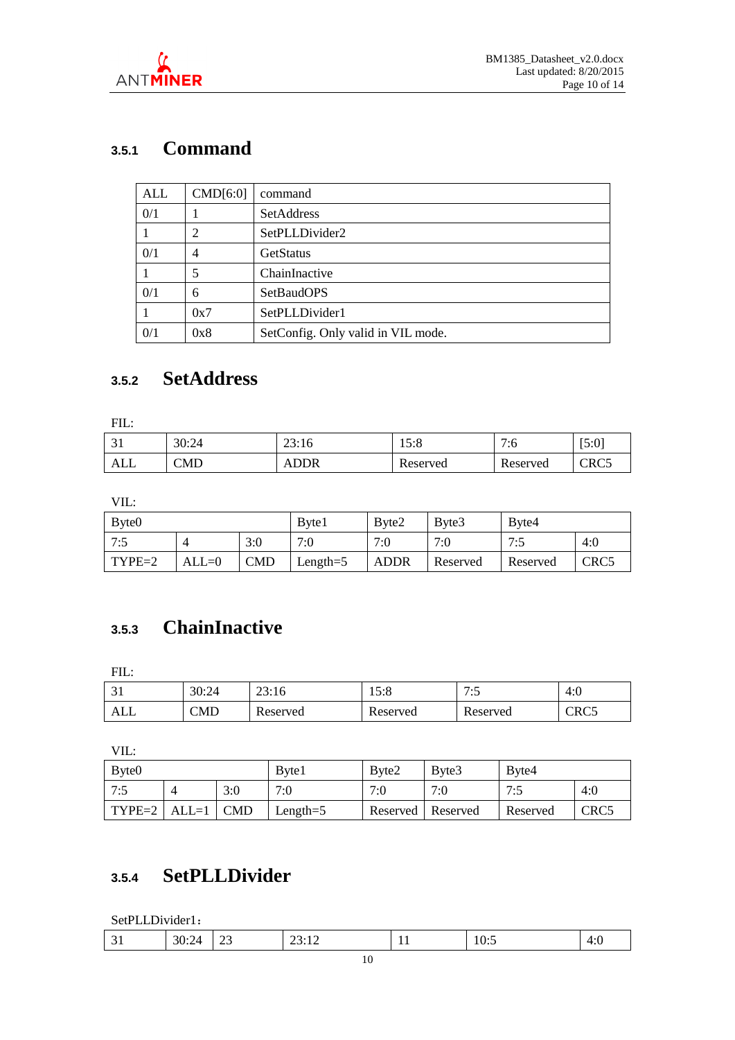### 3.5.1 Command

| ALL | CMD[6:0] | command |
|---|---|---|
| 0/1 | 1 | SetAddress |
| 1 | 2 | SetPLLDivider2 |
| 0/1 | 4 | GetStatus |
| 1 | 5 | ChainInactive |
| 0/1 | 6 | SetBaudOPS |
| 1 | 0x7 | SetPLLDivider1 |
| 0/1 | 0x8 | SetConfig. Only valid in VIL mode. |

### 3.5.2 SetAddress

FIL:

| 31 | 30:24 | 23:16 | 15:8 | 7:6 | [5:0] |
|---|---|---|---|---|---|
| ALL | CMD | ADDR | Reserved | Reserved | CRC5 |

VIL:

| Byte0 | | | Byte1 | Byte2 | Byte3 | Byte4 | |
|---|---|---|---|---|---|---|---|
| 7:5 | 4 | 3:0 | 7:0 | 7:0 | 7:0 | 7:5 | 4:0 |
| TYPE=2 | ALL=0 | CMD | Length=5 | ADDR | Reserved | Reserved | CRC5 |

### 3.5.3 ChainInactive

FIL:

| 31 | 30:24 | 23:16 | 15:8 | 7:5 | 4:0 |
|---|---|---|---|---|---|
| ALL | CMD | Reserved | Reserved | Reserved | CRC5 |

VIL:

| Byte0 | | | Byte1 | Byte2 | Byte3 | Byte4 | |
|---|---|---|---|---|---|---|---|
| 7:5 | 4 | 3:0 | 7:0 | 7:0 | 7:0 | 7:5 | 4:0 |
| TYPE=2 | ALL=1 | CMD | Length=5 | Reserved | Reserved | Reserved | CRC5 |

### 3.5.4 SetPLLDivider

SetPLLDivider1：

| 31 | 30:24 | 23 | 23:12 | 11 | 10:5 | 4:0 |
|---|---|---|---|---|---|---|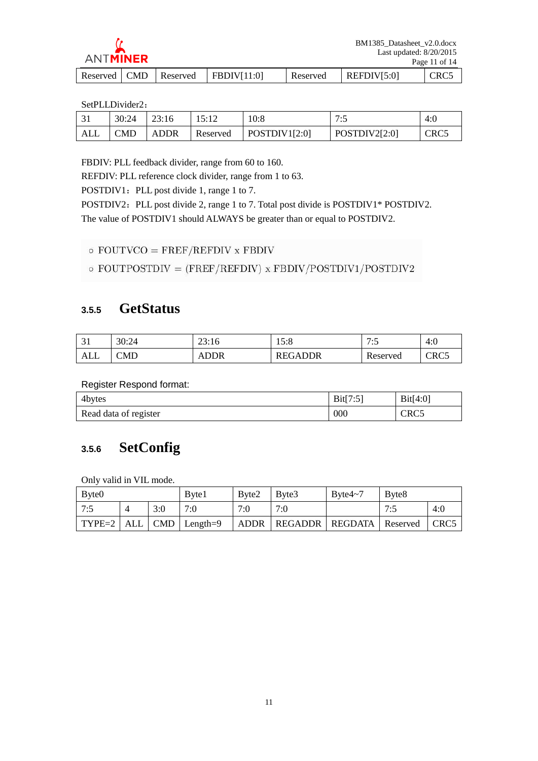| Reserved | CMD | Reserved | FBDIV[11:0] | Reserved | REFDIV[5:0] | CRC5 |
|---|---|---|---|---|---|---|

SetPLLDivider2：

| 31 | 30:24 | 23:16 | 15:12 | 10:8 | 7:5 | 4:0 |
|---|---|---|---|---|---|---|
| ALL | CMD | ADDR | Reserved | POSTDIV1[2:0] | POSTDIV2[2:0] | CRC5 |

FBDIV: PLL feedback divider, range from 60 to 160.

REFDIV: PLL reference clock divider, range from 1 to 63.

POSTDIV1：PLL post divide 1, range 1 to 7.

POSTDIV2：PLL post divide 2, range 1 to 7. Total post divide is POSTDIV1* POSTDIV2.

The value of POSTDIV1 should ALWAYS be greater than or equal to POSTDIV2.

- $FOUTVCO = FREF/REFDIV \times FBDIV$
- $FOUTPOSTDIV = (FREF/REFDIV) \times FBDIV/POSTDIV1/POSTDIV2$

### 3.5.5 GetStatus

| 31 | 30:24 | 23:16 | 15:8 | 7:5 | 4:0 |
|---|---|---|---|---|---|
| ALL | CMD | ADDR | REGADDR | Reserved | CRC5 |

Register Respond format:

| 4bytes | Bit[7:5] | Bit[4:0] |
|---|---|---|
| Read data of register | 000 | CRC5 |

### 3.5.6 SetConfig

Only valid in VIL mode.

| Byte0 | | | Byte1 | Byte2 | Byte3 | Byte4~7 | Byte8 | |
|---|---|---|---|---|---|---|---|---|
| 7:5 | 4 | 3:0 | 7:0 | 7:0 | 7:0 | | 7:5 | 4:0 |
| TYPE=2 | ALL | CMD | Length=9 | ADDR | REGADDR | REGDATA | Reserved | CRC5 |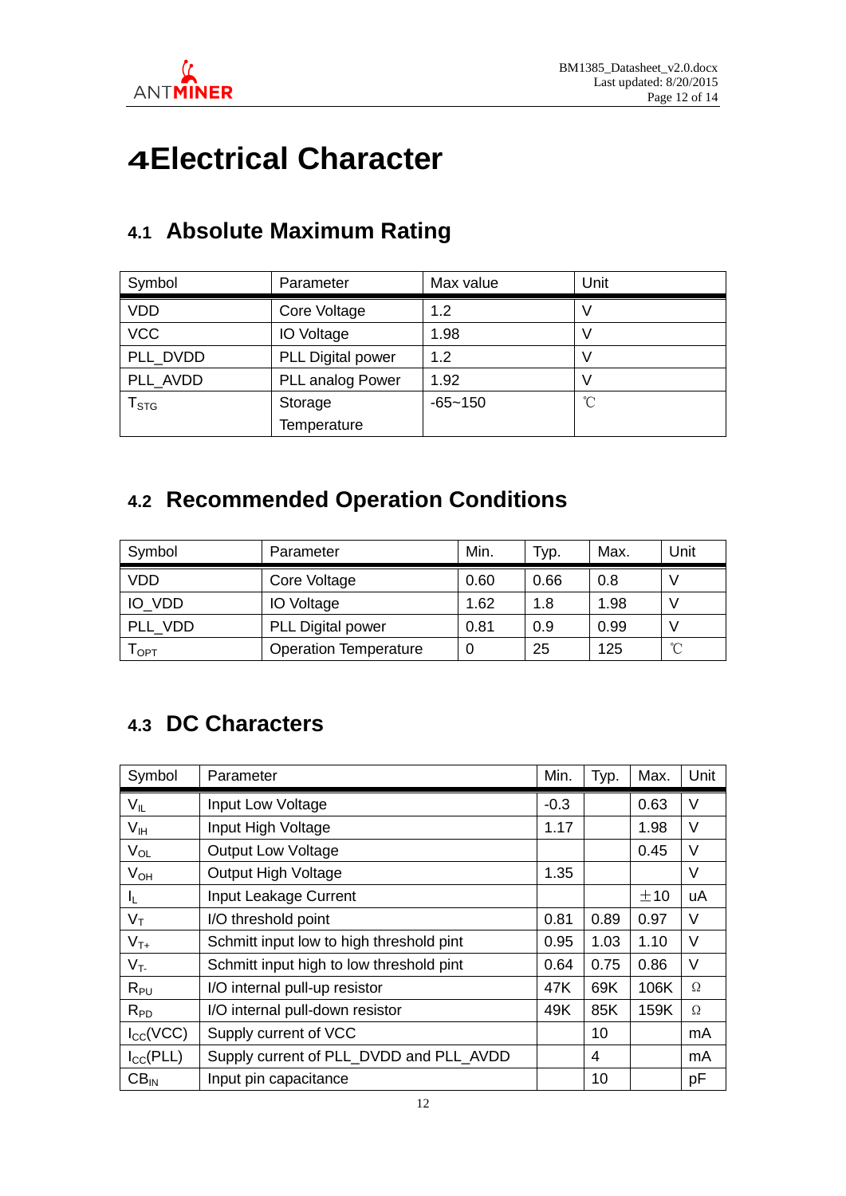# 4 Electrical Character

## 4.1 Absolute Maximum Rating

| Symbol | Parameter | Max value | Unit |
|---|---|---|---|
| VDD | Core Voltage | 1.2 | V |
| VCC | IO Voltage | 1.98 | V |
| PLL_DVDD | PLL Digital power | 1.2 | V |
| PLL_AVDD | PLL analog Power | 1.92 | V |
| $T_{STG}$ | Storage Temperature | -65~150 | ℃ |

## 4.2 Recommended Operation Conditions

| Symbol | Parameter | Min. | Typ. | Max. | Unit |
|---|---|---|---|---|---|
| VDD | Core Voltage | 0.60 | 0.66 | 0.8 | V |
| IO_VDD | IO Voltage | 1.62 | 1.8 | 1.98 | V |
| PLL_VDD | PLL Digital power | 0.81 | 0.9 | 0.99 | V |
| $T_{OPT}$ | Operation Temperature | 0 | 25 | 125 | ℃ |

## 4.3 DC Characters

| Symbol | Parameter | Min. | Typ. | Max. | Unit |
|---|---|---|---|---|---|
| $V_{IL}$ | Input Low Voltage | -0.3 | | 0.63 | V |
| $V_{IH}$ | Input High Voltage | 1.17 | | 1.98 | V |
| $V_{OL}$ | Output Low Voltage | | | 0.45 | V |
| $V_{OH}$ | Output High Voltage | 1.35 | | | V |
| $I_L$ | Input Leakage Current | | | ±10 | uA |
| $V_T$ | I/O threshold point | 0.81 | 0.89 | 0.97 | V |
| $V_{T+}$ | Schmitt input low to high threshold pint | 0.95 | 1.03 | 1.10 | V |
| $V_{T-}$ | Schmitt input high to low threshold pint | 0.64 | 0.75 | 0.86 | V |
| $R_{PU}$ | I/O internal pull-up resistor | 47K | 69K | 106K | Ω |
| $R_{PD}$ | I/O internal pull-down resistor | 49K | 85K | 159K | Ω |
| $I_{CC}$(VCC) | Supply current of VCC | | 10 | | mA |
| $I_{CC}$(PLL) | Supply current of PLL_DVDD and PLL_AVDD | | 4 | | mA |
| $CB_{IN}$ | Input pin capacitance | | 10 | | pF |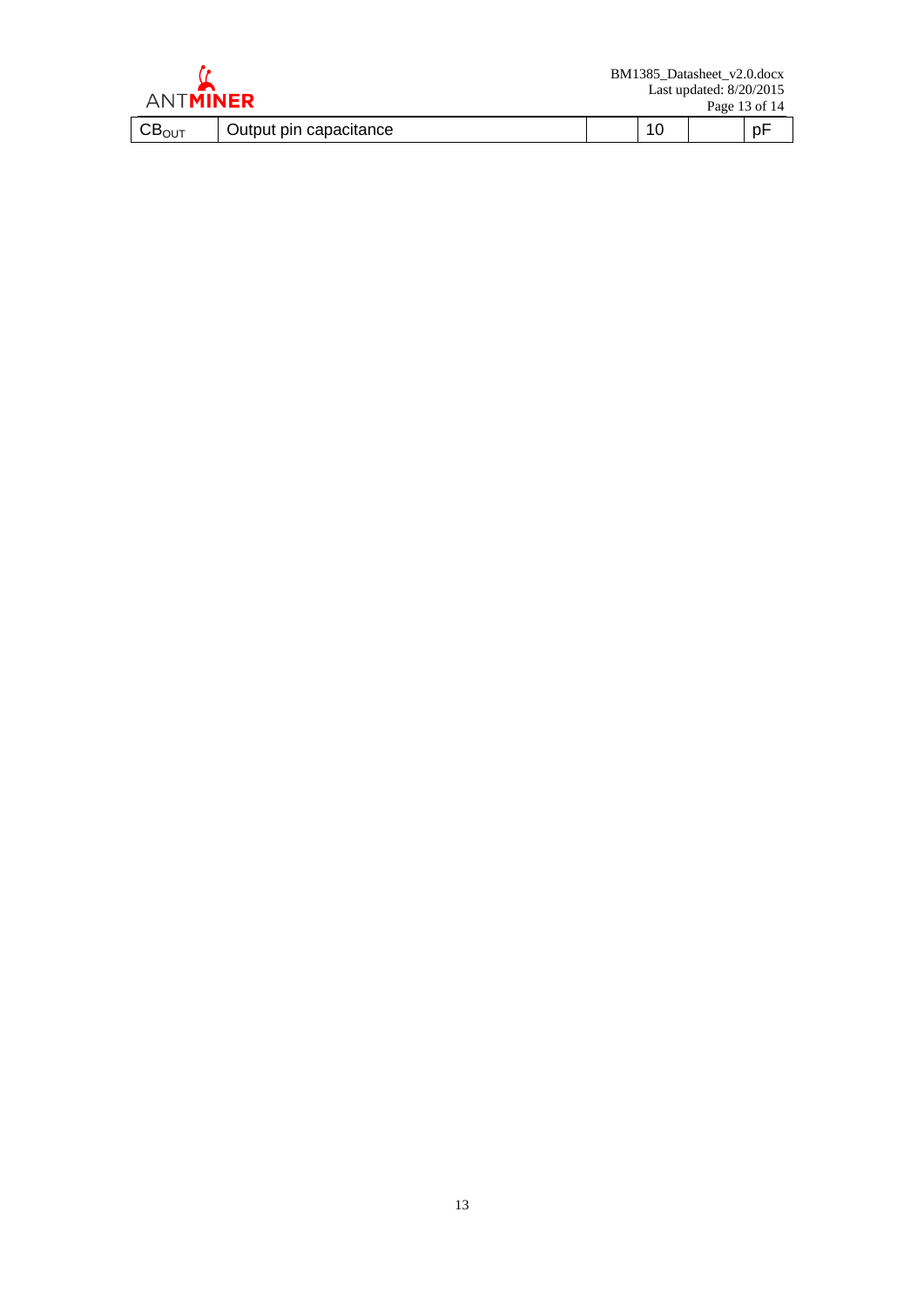| | | | | | |
|---|---|---|---|---|---|
| $CB_{OUT}$ | Output pin capacitance | | 10 | | pF |